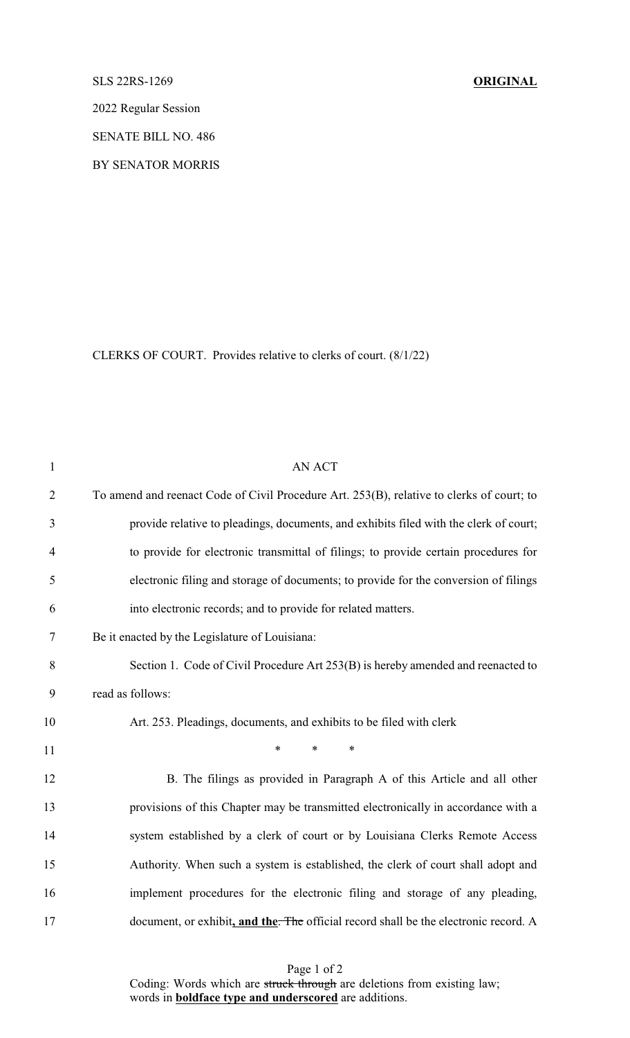SLS 22RS-1269 **ORIGINAL**

2022 Regular Session

SENATE BILL NO. 486

BY SENATOR MORRIS

CLERKS OF COURT. Provides relative to clerks of court. (8/1/22)

AN ACT

To amend and reenact Code of Civil Procedure Art. 253(B), relative to clerks of court; to provide relative to pleadings, documents, and exhibits filed with the clerk of court; to provide for electronic transmittal of filings; to provide certain procedures for electronic filing and storage of documents; to provide for the conversion of filings into electronic records; and to provide for related matters.

Be it enacted by the Legislature of Louisiana:

Section 1. Code of Civil Procedure Art 253(B) is hereby amended and reenacted to read as follows:

Art. 253. Pleadings, documents, and exhibits to be filed with clerk

\* \* \*

B. The filings as provided in Paragraph A of this Article and all other provisions of this Chapter may be transmitted electronically in accordance with a system established by a clerk of court or by Louisiana Clerks Remote Access Authority. When such a system is established, the clerk of court shall adopt and implement procedures for the electronic filing and storage of any pleading, document, or exhibit**, and the**~~. The~~ official record shall be the electronic record. A

Coding: Words which are ~~struck through~~ are deletions from existing law; words in **boldface type and underscored** are additions.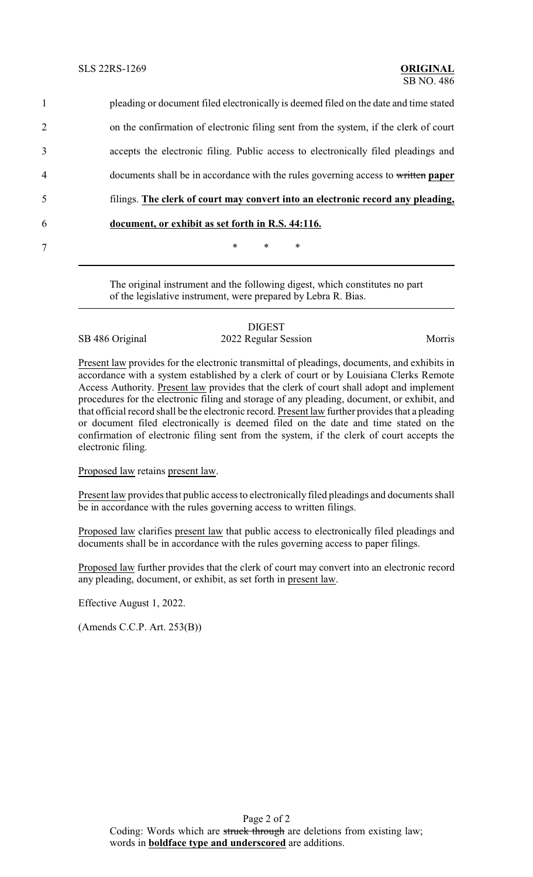pleading or document filed electronically is deemed filed on the date and time stated on the confirmation of electronic filing sent from the system, if the clerk of court accepts the electronic filing. Public access to electronically filed pleadings and documents shall be in accordance with the rules governing access to ~~written~~ **paper** filings. **The clerk of court may convert into an electronic record any pleading, document, or exhibit as set forth in R.S. 44:116.**

\* \* \*

---

The original instrument and the following digest, which constitutes no part of the legislative instrument, were prepared by Lebra R. Bias.

DIGEST

SB 486 Original — 2022 Regular Session — Morris

Present law provides for the electronic transmittal of pleadings, documents, and exhibits in accordance with a system established by a clerk of court or by Louisiana Clerks Remote Access Authority. Present law provides that the clerk of court shall adopt and implement procedures for the electronic filing and storage of any pleading, document, or exhibit, and that official record shall be the electronic record. Present law further provides that a pleading or document filed electronically is deemed filed on the date and time stated on the confirmation of electronic filing sent from the system, if the clerk of court accepts the electronic filing.

Proposed law retains present law.

Present law provides that public access to electronically filed pleadings and documents shall be in accordance with the rules governing access to written filings.

Proposed law clarifies present law that public access to electronically filed pleadings and documents shall be in accordance with the rules governing access to paper filings.

Proposed law further provides that the clerk of court may convert into an electronic record any pleading, document, or exhibit, as set forth in present law.

Effective August 1, 2022.

(Amends C.C.P. Art. 253(B))

Coding: Words which are ~~struck through~~ are deletions from existing law; words in **boldface type and underscored** are additions.